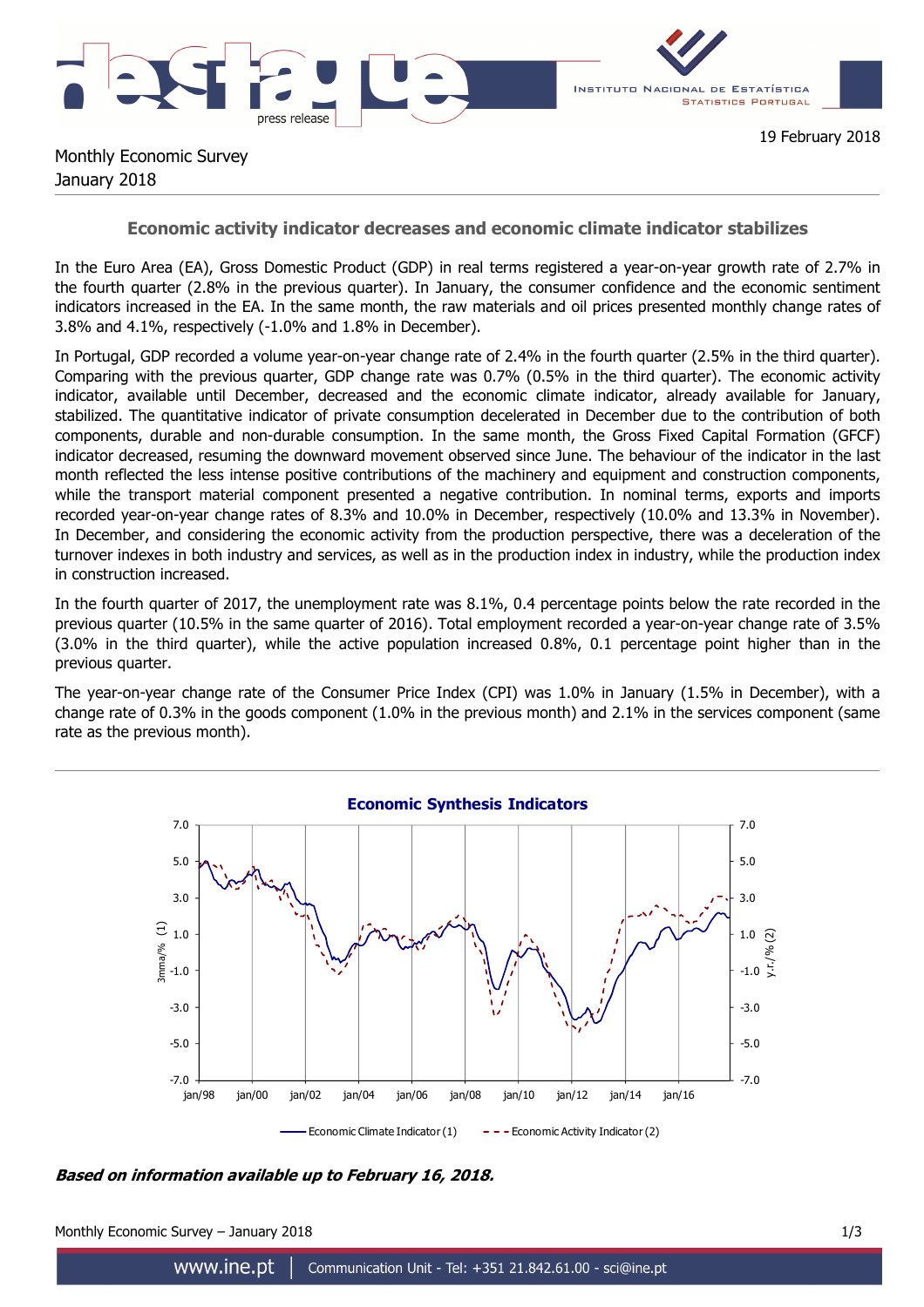19 February 2018

Monthly Economic Survey
January 2018

## Economic activity indicator decreases and economic climate indicator stabilizes

In the Euro Area (EA), Gross Domestic Product (GDP) in real terms registered a year-on-year growth rate of 2.7% in the fourth quarter (2.8% in the previous quarter). In January, the consumer confidence and the economic sentiment indicators increased in the EA. In the same month, the raw materials and oil prices presented monthly change rates of 3.8% and 4.1%, respectively (-1.0% and 1.8% in December).

In Portugal, GDP recorded a volume year-on-year change rate of 2.4% in the fourth quarter (2.5% in the third quarter). Comparing with the previous quarter, GDP change rate was 0.7% (0.5% in the third quarter). The economic activity indicator, available until December, decreased and the economic climate indicator, already available for January, stabilized. The quantitative indicator of private consumption decelerated in December due to the contribution of both components, durable and non-durable consumption. In the same month, the Gross Fixed Capital Formation (GFCF) indicator decreased, resuming the downward movement observed since June. The behaviour of the indicator in the last month reflected the less intense positive contributions of the machinery and equipment and construction components, while the transport material component presented a negative contribution. In nominal terms, exports and imports recorded year-on-year change rates of 8.3% and 10.0% in December, respectively (10.0% and 13.3% in November). In December, and considering the economic activity from the production perspective, there was a deceleration of the turnover indexes in both industry and services, as well as in the production index in industry, while the production index in construction increased.

In the fourth quarter of 2017, the unemployment rate was 8.1%, 0.4 percentage points below the rate recorded in the previous quarter (10.5% in the same quarter of 2016). Total employment recorded a year-on-year change rate of 3.5% (3.0% in the third quarter), while the active population increased 0.8%, 0.1 percentage point higher than in the previous quarter.

The year-on-year change rate of the Consumer Price Index (CPI) was 1.0% in January (1.5% in December), with a change rate of 0.3% in the goods component (1.0% in the previous month) and 2.1% in the services component (same rate as the previous month).

**Economic Synthesis Indicators**

Economic Climate Indicator (1) — 3mma/% (1); Economic Activity Indicator (2) — y.r./% (2)

***Based on information available up to February 16, 2018.***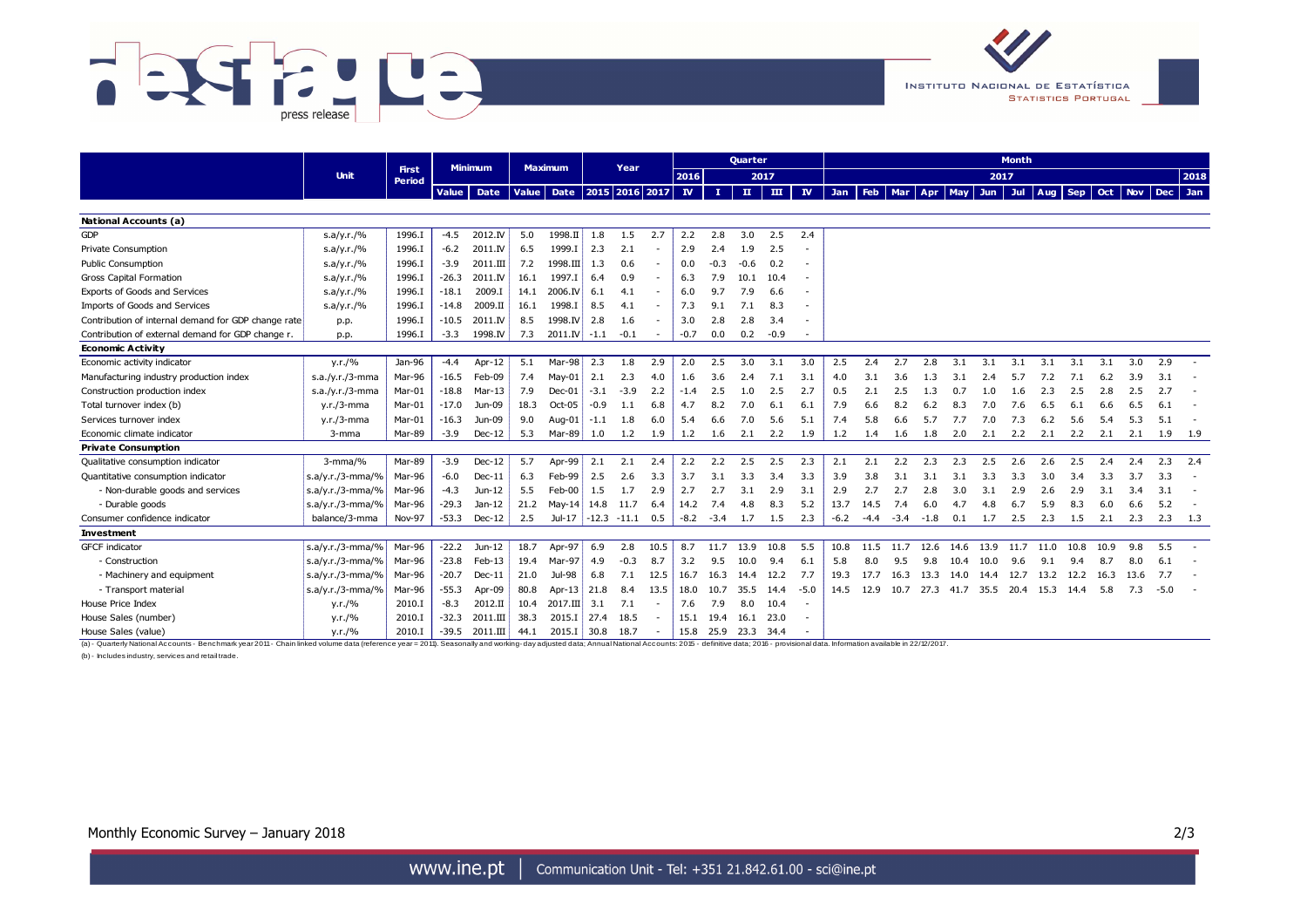| | Unit | First Period | Minimum | | Maximum | | Year | | | Quarter | | | | | Month | | | | | | | | | | | | |
|---|---|---|---|---|---|---|---|---|---|---|---|---|---|---|---|---|---|---|---|---|---|---|---|---|---|---|---|
| | | | | | | | | | | 2016 | 2017 | | | | 2017 | | | | | | | | | | | | 2018 |
| | | | Value | Date | Value | Date | 2015 | 2016 | 2017 | IV | I | II | III | IV | Jan | Feb | Mar | Apr | May | Jun | Jul | Aug | Sep | Oct | Nov | Dec | Jan |
| **National Accounts (a)** | | | | | | | | | | | | | | | | | | | | | | | | | | | |
| GDP | s.a/y.r./% | 1996.I | -4.5 | 2012.IV | 5.0 | 1998.II | 1.8 | 1.5 | 2.7 | 2.2 | 2.8 | 3.0 | 2.5 | 2.4 | | | | | | | | | | | | | |
| Private Consumption | s.a/y.r./% | 1996.I | -6.2 | 2011.IV | 6.5 | 1999.I | 2.3 | 2.1 | - | 2.9 | 2.4 | 1.9 | 2.5 | - | | | | | | | | | | | | | |
| Public Consumption | s.a/y.r./% | 1996.I | -3.9 | 2011.III | 7.2 | 1998.III | 1.3 | 0.6 | - | 0.0 | -0.3 | -0.6 | 0.2 | - | | | | | | | | | | | | | |
| Gross Capital Formation | s.a/y.r./% | 1996.I | -26.3 | 2011.IV | 16.1 | 1997.I | 6.4 | 0.9 | - | 6.3 | 7.9 | 10.1 | 10.4 | - | | | | | | | | | | | | | |
| Exports of Goods and Services | s.a/y.r./% | 1996.I | -18.1 | 2009.I | 14.1 | 2006.IV | 6.1 | 4.1 | - | 6.0 | 9.7 | 7.9 | 6.6 | - | | | | | | | | | | | | | |
| Imports of Goods and Services | s.a/y.r./% | 1996.I | -14.8 | 2009.II | 16.1 | 1998.I | 8.5 | 4.1 | - | 7.3 | 9.1 | 7.1 | 8.3 | - | | | | | | | | | | | | | |
| Contribution of internal demand for GDP change rate | p.p. | 1996.I | -10.5 | 2011.IV | 8.5 | 1998.IV | 2.8 | 1.6 | - | 3.0 | 2.8 | 2.8 | 3.4 | - | | | | | | | | | | | | | |
| Contribution of external demand for GDP change r. | p.p. | 1996.I | -3.3 | 1998.IV | 7.3 | 2011.IV | -1.1 | -0.1 | - | -0.7 | 0.0 | 0.2 | -0.9 | - | | | | | | | | | | | | | |
| **Economic Activity** | | | | | | | | | | | | | | | | | | | | | | | | | | | |
| Economic activity indicator | y.r./% | Jan-96 | -4.4 | Apr-12 | 5.1 | Mar-98 | 2.3 | 1.8 | 2.9 | 2.0 | 2.5 | 3.0 | 3.1 | 3.0 | 2.5 | 2.4 | 2.7 | 2.8 | 3.1 | 3.1 | 3.1 | 3.1 | 3.1 | 3.1 | 3.0 | 2.9 | - |
| Manufacturing industry production index | s.a./y.r./3-mma | Mar-96 | -16.5 | Feb-09 | 7.4 | May-01 | 2.1 | 2.3 | 4.0 | 1.6 | 3.6 | 2.4 | 7.1 | 3.1 | 4.0 | 3.1 | 3.6 | 1.3 | 3.1 | 2.4 | 5.7 | 7.2 | 7.1 | 6.2 | 3.9 | 3.1 | - |
| Construction production index | s.a./y.r./3-mma | Mar-01 | -18.8 | Mar-13 | 7.9 | Dec-01 | -3.1 | -3.9 | 2.2 | -1.4 | 2.5 | 1.0 | 2.5 | 2.7 | 0.5 | 2.1 | 2.5 | 1.3 | 0.7 | 1.0 | 1.6 | 2.3 | 2.5 | 2.8 | 2.5 | 2.7 | - |
| Total turnover index (b) | y.r./3-mma | Mar-01 | -17.0 | Jun-09 | 18.3 | Oct-05 | -0.9 | 1.1 | 6.8 | 4.7 | 8.2 | 7.0 | 6.1 | 6.1 | 7.9 | 6.6 | 8.2 | 6.2 | 8.3 | 7.0 | 7.6 | 6.5 | 6.1 | 6.6 | 6.5 | 6.1 | - |
| Services turnover index | y.r./3-mma | Mar-01 | -16.3 | Jun-09 | 9.0 | Aug-01 | -1.1 | 1.8 | 6.0 | 5.4 | 6.6 | 7.0 | 5.6 | 5.1 | 7.4 | 5.8 | 6.6 | 5.7 | 7.7 | 7.0 | 7.3 | 6.2 | 5.6 | 5.4 | 5.3 | 5.1 | - |
| Economic climate indicator | 3-mma | Mar-89 | -3.9 | Dec-12 | 5.3 | Mar-89 | 1.0 | 1.2 | 1.9 | 1.2 | 1.6 | 2.1 | 2.2 | 1.9 | 1.2 | 1.4 | 1.6 | 1.8 | 2.0 | 2.1 | 2.2 | 2.1 | 2.2 | 2.1 | 2.1 | 1.9 | 1.9 |
| **Private Consumption** | | | | | | | | | | | | | | | | | | | | | | | | | | | |
| Qualitative consumption indicator | 3-mma/% | Mar-89 | -3.9 | Dec-12 | 5.7 | Apr-99 | 2.1 | 2.1 | 2.4 | 2.2 | 2.2 | 2.5 | 2.5 | 2.3 | 2.1 | 2.1 | 2.2 | 2.3 | 2.3 | 2.5 | 2.6 | 2.6 | 2.5 | 2.4 | 2.4 | 2.3 | 2.4 |
| Quantitative consumption indicator | s.a/y.r./3-mma/% | Mar-96 | -6.0 | Dec-11 | 6.3 | Feb-99 | 2.5 | 2.6 | 3.3 | 3.7 | 3.1 | 3.3 | 3.4 | 3.3 | 3.9 | 3.8 | 3.1 | 3.1 | 3.1 | 3.3 | 3.3 | 3.0 | 3.4 | 3.3 | 3.7 | 3.3 | - |
| - Non-durable goods and services | s.a/y.r./3-mma/% | Mar-96 | -4.3 | Jun-12 | 5.5 | Feb-00 | 1.5 | 1.7 | 2.9 | 2.7 | 2.7 | 3.1 | 2.9 | 3.1 | 2.9 | 2.7 | 2.7 | 2.8 | 3.0 | 3.1 | 2.9 | 2.6 | 2.9 | 3.1 | 3.4 | 3.1 | - |
| - Durable goods | s.a/y.r./3-mma/% | Mar-96 | -29.3 | Jan-12 | 21.2 | May-14 | 14.8 | 11.7 | 6.4 | 14.2 | 7.4 | 4.8 | 8.3 | 5.2 | 13.7 | 14.5 | 7.4 | 6.0 | 4.7 | 4.8 | 6.7 | 5.9 | 8.3 | 6.0 | 6.6 | 5.2 | - |
| Consumer confidence indicator | balance/3-mma | Nov-97 | -53.3 | Dec-12 | 2.5 | Jul-17 | -12.3 | -11.1 | 0.5 | -8.2 | -3.4 | 1.7 | 1.5 | 2.3 | -6.2 | -4.4 | -3.4 | -1.8 | 0.1 | 1.7 | 2.5 | 2.3 | 1.5 | 2.1 | 2.3 | 2.3 | 1.3 |
| **Investment** | | | | | | | | | | | | | | | | | | | | | | | | | | | |
| GFCF indicator | s.a/y.r./3-mma/% | Mar-96 | -22.2 | Jun-12 | 18.7 | Apr-97 | 6.9 | 2.8 | 10.5 | 8.7 | 11.7 | 13.9 | 10.8 | 5.5 | 10.8 | 11.5 | 11.7 | 12.6 | 14.6 | 13.9 | 11.7 | 11.0 | 10.8 | 10.9 | 9.8 | 5.5 | - |
| - Construction | s.a/y.r./3-mma/% | Mar-96 | -23.8 | Feb-13 | 19.4 | Mar-97 | 4.9 | -0.3 | 8.7 | 3.2 | 9.5 | 10.0 | 9.4 | 6.1 | 5.8 | 8.0 | 9.5 | 9.8 | 10.4 | 10.0 | 9.6 | 9.1 | 9.4 | 8.7 | 8.0 | 6.1 | - |
| - Machinery and equipment | s.a/y.r./3-mma/% | Mar-96 | -20.7 | Dec-11 | 21.0 | Jul-98 | 6.8 | 7.1 | 12.5 | 16.7 | 16.3 | 14.4 | 12.2 | 7.7 | 19.3 | 17.7 | 16.3 | 13.3 | 14.0 | 14.4 | 12.7 | 13.2 | 12.2 | 16.3 | 13.6 | 7.7 | - |
| - Transport material | s.a/y.r./3-mma/% | Mar-96 | -55.3 | Apr-09 | 80.8 | Apr-13 | 21.8 | 8.4 | 13.5 | 18.0 | 10.7 | 35.5 | 14.4 | -5.0 | 14.5 | 12.9 | 10.7 | 27.3 | 41.7 | 35.5 | 20.4 | 15.3 | 14.4 | 5.8 | 7.3 | -5.0 | - |
| House Price Index | y.r./% | 2010.I | -8.3 | 2012.II | 10.4 | 2017.III | 3.1 | 7.1 | - | 7.6 | 7.9 | 8.0 | 10.4 | - | | | | | | | | | | | | | |
| House Sales (number) | y.r./% | 2010.I | -32.3 | 2011.III | 38.3 | 2015.I | 27.4 | 18.5 | - | 15.1 | 19.4 | 16.1 | 23.0 | - | | | | | | | | | | | | | |
| House Sales (value) | y.r./% | 2010.I | -39.5 | 2011.III | 44.1 | 2015.I | 30.8 | 18.7 | - | 15.8 | 25.9 | 23.3 | 34.4 | - | | | | | | | | | | | | | |

(a) - Quarterly National Accounts - Benchmark year 2011 - Chain linked volume data (reference year = 2011). Seasonally and working-day adjusted data; Annual National Accounts: 2015 - definitive data; 2016 - provisional data. Information available in 22/12/2017.

(b) - Includes industry, services and retail trade.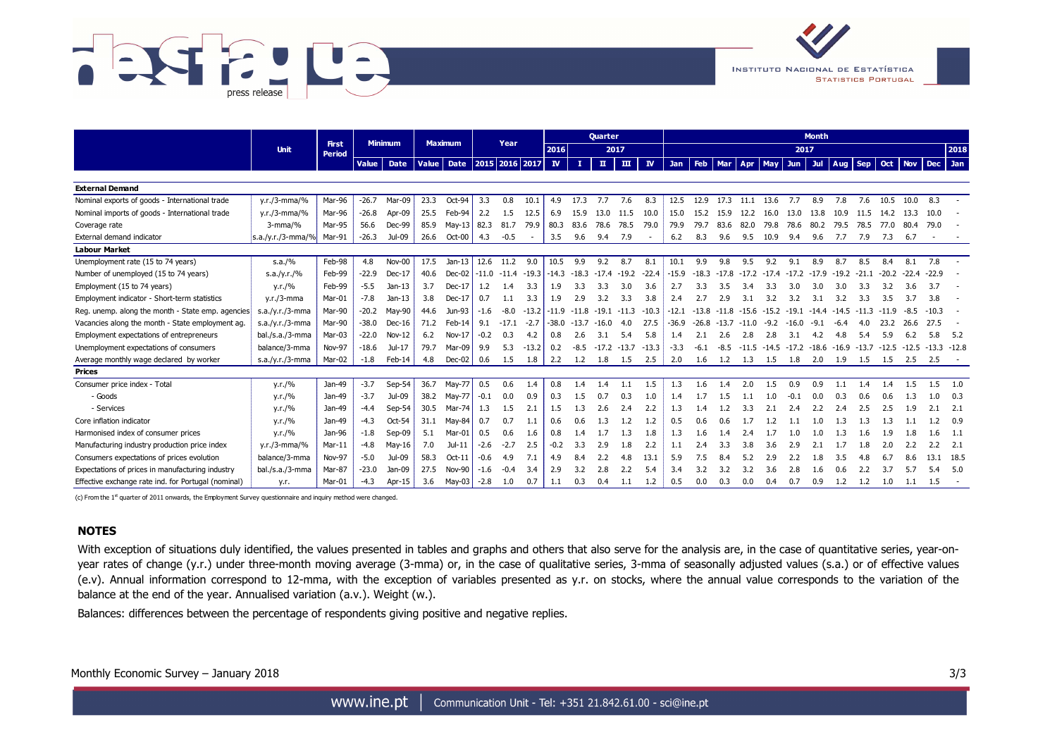| | Unit | First Period | Minimum | | Maximum | | Year | | | Quarter | | | | | Month | | | | | | | | | | | | |
|---|---|---|---|---|---|---|---|---|---|---|---|---|---|---|---|---|---|---|---|---|---|---|---|---|---|---|---|
| | | | | | | | | | | 2016 | 2017 | | | | 2017 | | | | | | | | | | | | 2018 |
| | | | Value | Date | Value | Date | 2015 | 2016 | 2017 | IV | I | II | III | IV | Jan | Feb | Mar | Apr | May | Jun | Jul | Aug | Sep | Oct | Nov | Dec | Jan |
| **External Demand** | | | | | | | | | | | | | | | | | | | | | | | | | | | |
| Nominal exports of goods - International trade | y.r./3-mma/% | Mar-96 | -26.7 | Mar-09 | 23.3 | Oct-94 | 3.3 | 0.8 | 10.1 | 4.9 | 17.3 | 7.7 | 7.6 | 8.3 | 12.5 | 12.9 | 17.3 | 11.1 | 13.6 | 7.7 | 8.9 | 7.8 | 7.6 | 10.5 | 10.0 | 8.3 | - |
| Nominal imports of goods - International trade | y.r./3-mma/% | Mar-96 | -26.8 | Apr-09 | 25.5 | Feb-94 | 2.2 | 1.5 | 12.5 | 6.9 | 15.9 | 13.0 | 11.5 | 10.0 | 15.0 | 15.2 | 15.9 | 12.2 | 16.0 | 13.0 | 13.8 | 10.9 | 11.5 | 14.2 | 13.3 | 10.0 | - |
| Coverage rate | 3-mma/% | Mar-95 | 56.6 | Dec-99 | 85.9 | May-13 | 82.3 | 81.7 | 79.9 | 80.3 | 83.6 | 78.6 | 78.5 | 79.0 | 79.9 | 79.7 | 83.6 | 82.0 | 79.8 | 78.6 | 80.2 | 79.5 | 78.5 | 77.0 | 80.4 | 79.0 | - |
| External demand indicator | s.a./y.r./3-mma/% | Mar-91 | -26.3 | Jul-09 | 26.6 | Oct-00 | 4.3 | -0.5 | - | 3.5 | 9.6 | 9.4 | 7.9 | - | 6.2 | 8.3 | 9.6 | 9.5 | 10.9 | 9.4 | 9.6 | 7.7 | 7.9 | 7.3 | 6.7 | - | - |
| **Labour Market** | | | | | | | | | | | | | | | | | | | | | | | | | | | |
| Unemployment rate (15 to 74 years) | s.a./% | Feb-98 | 4.8 | Nov-00 | 17.5 | Jan-13 | 12.6 | 11.2 | 9.0 | 10.5 | 9.9 | 9.2 | 8.7 | 8.1 | 10.1 | 9.9 | 9.8 | 9.5 | 9.2 | 9.1 | 8.9 | 8.7 | 8.5 | 8.4 | 8.1 | 7.8 | - |
| Number of unemployed (15 to 74 years) | s.a./y.r./% | Feb-99 | -22.9 | Dec-17 | 40.6 | Dec-02 | -11.0 | -11.4 | -19.3 | -14.3 | -18.3 | -17.4 | -19.2 | -22.4 | -15.9 | -18.3 | -17.8 | -17.2 | -17.4 | -17.2 | -17.9 | -19.2 | -21.1 | -20.2 | -22.4 | -22.9 | - |
| Employment (15 to 74 years) | y.r./% | Feb-99 | -5.5 | Jan-13 | 3.7 | Dec-17 | 1.2 | 1.4 | 3.3 | 1.9 | 3.3 | 3.3 | 3.0 | 3.6 | 2.7 | 3.3 | 3.5 | 3.4 | 3.3 | 3.0 | 3.0 | 3.0 | 3.3 | 3.2 | 3.6 | 3.7 | - |
| Employment indicator - Short-term statistics | y.r./3-mma | Mar-01 | -7.8 | Jan-13 | 3.8 | Dec-17 | 0.7 | 1.1 | 3.3 | 1.9 | 2.9 | 3.2 | 3.3 | 3.8 | 2.4 | 2.7 | 2.9 | 3.1 | 3.2 | 3.2 | 3.1 | 3.2 | 3.3 | 3.5 | 3.7 | 3.8 | - |
| Reg. unemp. along the month - State emp. agencies | s.a./y.r./3-mma | Mar-90 | -20.2 | May-90 | 44.6 | Jun-93 | -1.6 | -8.0 | -13.2 | -11.9 | -11.8 | -19.1 | -11.3 | -10.3 | -12.1 | -13.8 | -11.8 | -15.6 | -15.2 | -19.1 | -14.4 | -14.5 | -11.3 | -11.9 | -8.5 | -10.3 | - |
| Vacancies along the month - State employment ag. | s.a./y.r./3-mma | Mar-90 | -38.0 | Dec-16 | 71.2 | Feb-14 | 9.1 | -17.1 | -2.7 | -38.0 | -13.7 | -16.0 | 4.0 | 27.5 | -36.9 | -26.8 | -13.7 | -11.0 | -9.2 | -16.0 | -9.1 | -6.4 | 4.0 | 23.2 | 26.6 | 27.5 | - |
| Employment expectations of entrepreneurs | bal./s.a./3-mma | Mar-03 | -22.0 | Nov-12 | 6.2 | Nov-17 | -0.2 | 0.3 | 4.2 | 0.8 | 2.6 | 3.1 | 5.4 | 5.8 | 1.4 | 2.1 | 2.6 | 2.8 | 2.8 | 3.1 | 4.2 | 4.8 | 5.4 | 5.9 | 6.2 | 5.8 | 5.2 |
| Unemployment expectations of consumers | balance/3-mma | Nov-97 | -18.6 | Jul-17 | 79.7 | Mar-09 | 9.9 | 5.3 | -13.2 | 0.2 | -8.5 | -17.2 | -13.7 | -13.3 | -3.3 | -6.1 | -8.5 | -11.5 | -14.5 | -17.2 | -18.6 | -16.9 | -13.7 | -12.5 | -12.5 | -13.3 | -12.8 |
| Average monthly wage declared by worker | s.a./y.r./3-mma | Mar-02 | -1.8 | Feb-14 | 4.8 | Dec-02 | 0.6 | 1.5 | 1.8 | 2.2 | 1.2 | 1.8 | 1.5 | 2.5 | 2.0 | 1.6 | 1.2 | 1.3 | 1.5 | 1.8 | 2.0 | 1.9 | 1.5 | 1.5 | 2.5 | 2.5 | - |
| **Prices** | | | | | | | | | | | | | | | | | | | | | | | | | | | |
| Consumer price index - Total | y.r./% | Jan-49 | -3.7 | Sep-54 | 36.7 | May-77 | 0.5 | 0.6 | 1.4 | 0.8 | 1.4 | 1.4 | 1.1 | 1.5 | 1.3 | 1.6 | 1.4 | 2.0 | 1.5 | 0.9 | 0.9 | 1.1 | 1.4 | 1.4 | 1.5 | 1.5 | 1.0 |
| - Goods | y.r./% | Jan-49 | -3.7 | Jul-09 | 38.2 | May-77 | -0.1 | 0.0 | 0.9 | 0.3 | 1.5 | 0.7 | 0.3 | 1.0 | 1.4 | 1.7 | 1.5 | 1.1 | 1.0 | -0.1 | 0.0 | 0.3 | 0.6 | 0.6 | 1.3 | 1.0 | 0.3 |
| - Services | y.r./% | Jan-49 | -4.4 | Sep-54 | 30.5 | Mar-74 | 1.3 | 1.5 | 2.1 | 1.5 | 1.3 | 2.6 | 2.4 | 2.2 | 1.3 | 1.4 | 1.2 | 3.3 | 2.1 | 2.4 | 2.2 | 2.4 | 2.5 | 2.5 | 1.9 | 2.1 | 2.1 |
| Core inflation indicator | y.r./% | Jan-49 | -4.3 | Oct-54 | 31.1 | May-84 | 0.7 | 0.7 | 1.1 | 0.6 | 0.6 | 1.3 | 1.2 | 1.2 | 0.5 | 0.6 | 0.6 | 1.7 | 1.2 | 1.1 | 1.0 | 1.3 | 1.3 | 1.3 | 1.1 | 1.2 | 0.9 |
| Harmonised index of consumer prices | y.r./% | Jan-96 | -1.8 | Sep-09 | 5.1 | Mar-01 | 0.5 | 0.6 | 1.6 | 0.8 | 1.4 | 1.7 | 1.3 | 1.8 | 1.3 | 1.6 | 1.4 | 2.4 | 1.7 | 1.0 | 1.0 | 1.3 | 1.6 | 1.9 | 1.8 | 1.6 | 1.1 |
| Manufacturing industry production price index | y.r./3-mma/% | Mar-11 | -4.8 | May-16 | 7.0 | Jul-11 | -2.6 | -2.7 | 2.5 | -0.2 | 3.3 | 2.9 | 1.8 | 2.2 | 1.1 | 2.4 | 3.3 | 3.8 | 3.6 | 2.9 | 2.1 | 1.7 | 1.8 | 2.0 | 2.2 | 2.2 | 2.1 |
| Consumers expectations of prices evolution | balance/3-mma | Nov-97 | -5.0 | Jul-09 | 58.3 | Oct-11 | -0.6 | 4.9 | 7.1 | 4.9 | 8.4 | 2.2 | 4.8 | 13.1 | 5.9 | 7.5 | 8.4 | 5.2 | 2.9 | 2.2 | 1.8 | 3.5 | 4.8 | 6.7 | 8.6 | 13.1 | 18.5 |
| Expectations of prices in manufacturing industry | bal./s.a./3-mma | Mar-87 | -23.0 | Jan-09 | 27.5 | Nov-90 | -1.6 | -0.4 | 3.4 | 2.9 | 3.2 | 2.8 | 2.2 | 5.4 | 3.4 | 3.2 | 3.2 | 3.2 | 3.6 | 2.8 | 1.6 | 0.6 | 2.2 | 3.7 | 5.7 | 5.4 | 5.0 |
| Effective exchange rate ind. for Portugal (nominal) | y.r. | Mar-01 | -4.3 | Apr-15 | 3.6 | May-03 | -2.8 | 1.0 | 0.7 | 1.1 | 0.3 | 0.4 | 1.1 | 1.2 | 0.5 | 0.0 | 0.3 | 0.0 | 0.4 | 0.7 | 0.9 | 1.2 | 1.2 | 1.0 | 1.1 | 1.5 | - |

(c) From the 1st quarter of 2011 onwards, the Employment Survey questionnaire and inquiry method were changed.

## NOTES

With exception of situations duly identified, the values presented in tables and graphs and others that also serve for the analysis are, in the case of quantitative series, year-on-year rates of change (y.r.) under three-month moving average (3-mma) or, in the case of qualitative series, 3-mma of seasonally adjusted values (s.a.) or of effective values (e.v). Annual information correspond to 12-mma, with the exception of variables presented as y.r. on stocks, where the annual value corresponds to the variation of the balance at the end of the year. Annualised variation (a.v.). Weight (w.).

Balances: differences between the percentage of respondents giving positive and negative replies.